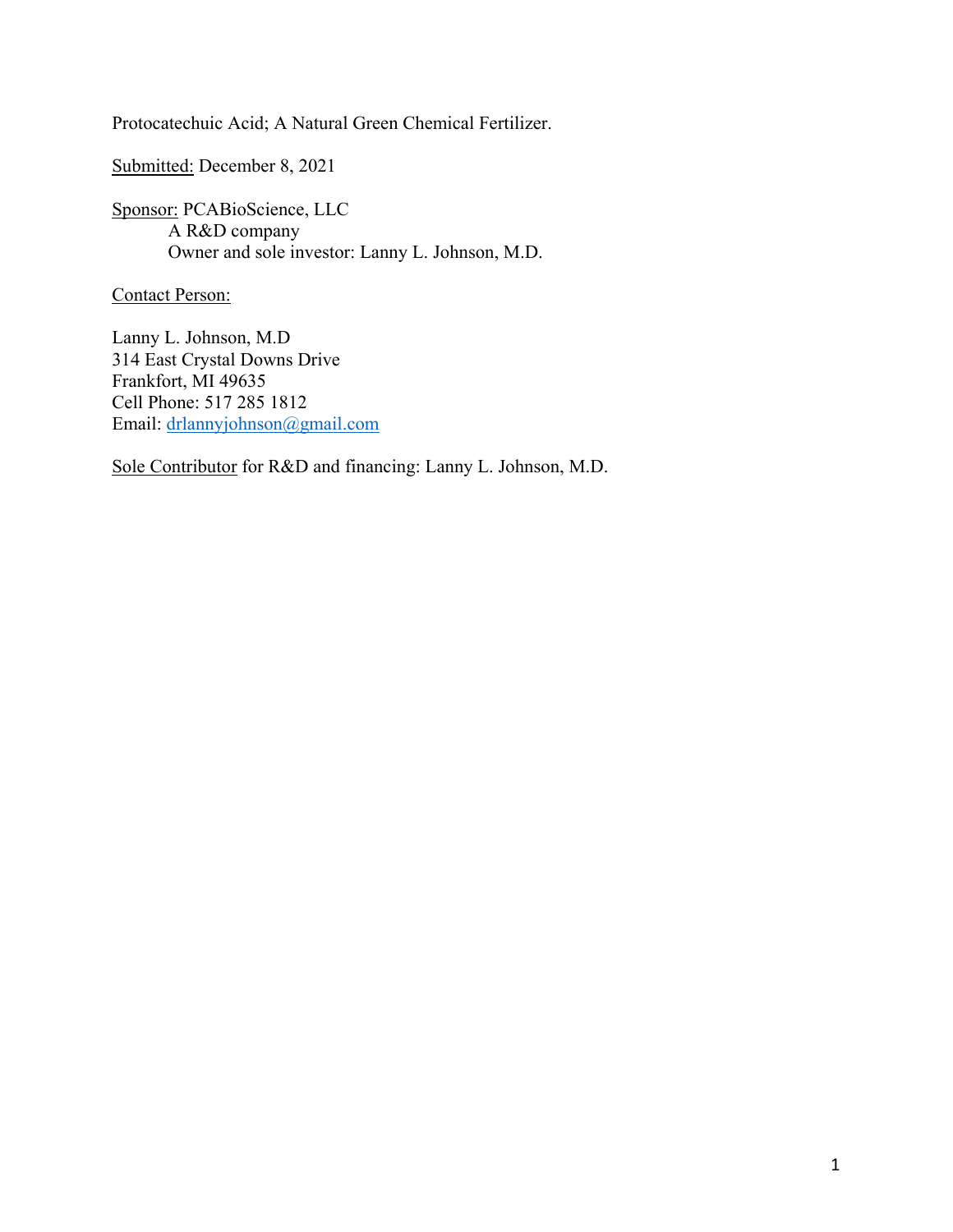Protocatechuic Acid; A Natural Green Chemical Fertilizer.

Submitted: December 8, 2021

Sponsor: PCABioScience, LLC
A R&D company
Owner and sole investor: Lanny L. Johnson, M.D.

Contact Person:

Lanny L. Johnson, M.D
314 East Crystal Downs Drive
Frankfort, MI 49635
Cell Phone: 517 285 1812
Email: drlannyjohnson@gmail.com

Sole Contributor for R&D and financing: Lanny L. Johnson, M.D.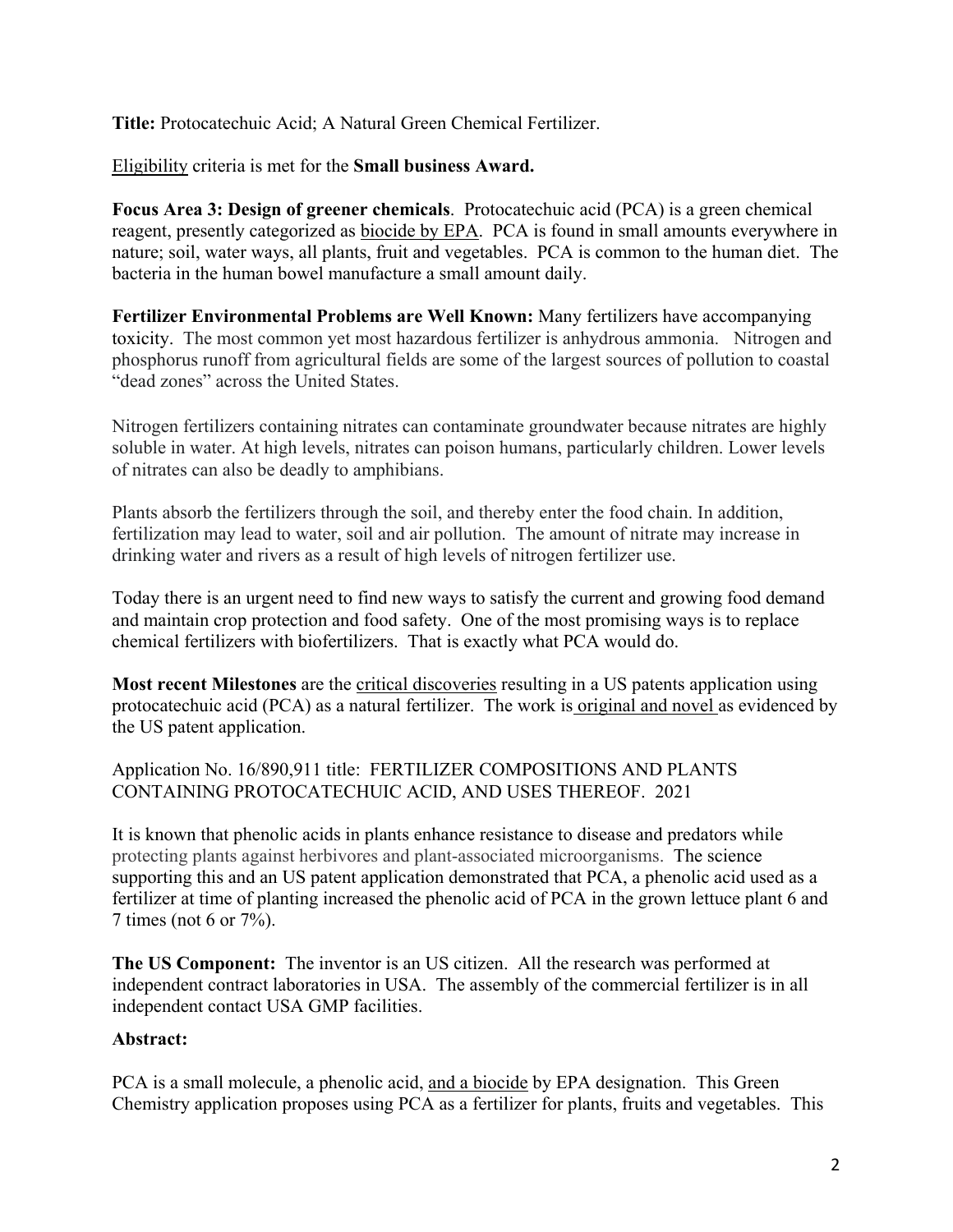**Title:** Protocatechuic Acid; A Natural Green Chemical Fertilizer.

Eligibility criteria is met for the **Small business Award.**

**Focus Area 3: Design of greener chemicals**. Protocatechuic acid (PCA) is a green chemical reagent, presently categorized as biocide by EPA. PCA is found in small amounts everywhere in nature; soil, water ways, all plants, fruit and vegetables. PCA is common to the human diet. The bacteria in the human bowel manufacture a small amount daily.

**Fertilizer Environmental Problems are Well Known:** Many fertilizers have accompanying toxicity. The most common yet most hazardous fertilizer is anhydrous ammonia. Nitrogen and phosphorus runoff from agricultural fields are some of the largest sources of pollution to coastal "dead zones" across the United States.

Nitrogen fertilizers containing nitrates can contaminate groundwater because nitrates are highly soluble in water. At high levels, nitrates can poison humans, particularly children. Lower levels of nitrates can also be deadly to amphibians.

Plants absorb the fertilizers through the soil, and thereby enter the food chain. In addition, fertilization may lead to water, soil and air pollution. The amount of nitrate may increase in drinking water and rivers as a result of high levels of nitrogen fertilizer use.

Today there is an urgent need to find new ways to satisfy the current and growing food demand and maintain crop protection and food safety. One of the most promising ways is to replace chemical fertilizers with biofertilizers. That is exactly what PCA would do.

**Most recent Milestones** are the critical discoveries resulting in a US patents application using protocatechuic acid (PCA) as a natural fertilizer. The work is original and novel as evidenced by the US patent application.

Application No. 16/890,911 title: FERTILIZER COMPOSITIONS AND PLANTS CONTAINING PROTOCATECHUIC ACID, AND USES THEREOF. 2021

It is known that phenolic acids in plants enhance resistance to disease and predators while protecting plants against herbivores and plant-associated microorganisms. The science supporting this and an US patent application demonstrated that PCA, a phenolic acid used as a fertilizer at time of planting increased the phenolic acid of PCA in the grown lettuce plant 6 and 7 times (not 6 or 7%).

**The US Component:** The inventor is an US citizen. All the research was performed at independent contract laboratories in USA. The assembly of the commercial fertilizer is in all independent contact USA GMP facilities.

**Abstract:**

PCA is a small molecule, a phenolic acid, and a biocide by EPA designation. This Green Chemistry application proposes using PCA as a fertilizer for plants, fruits and vegetables. This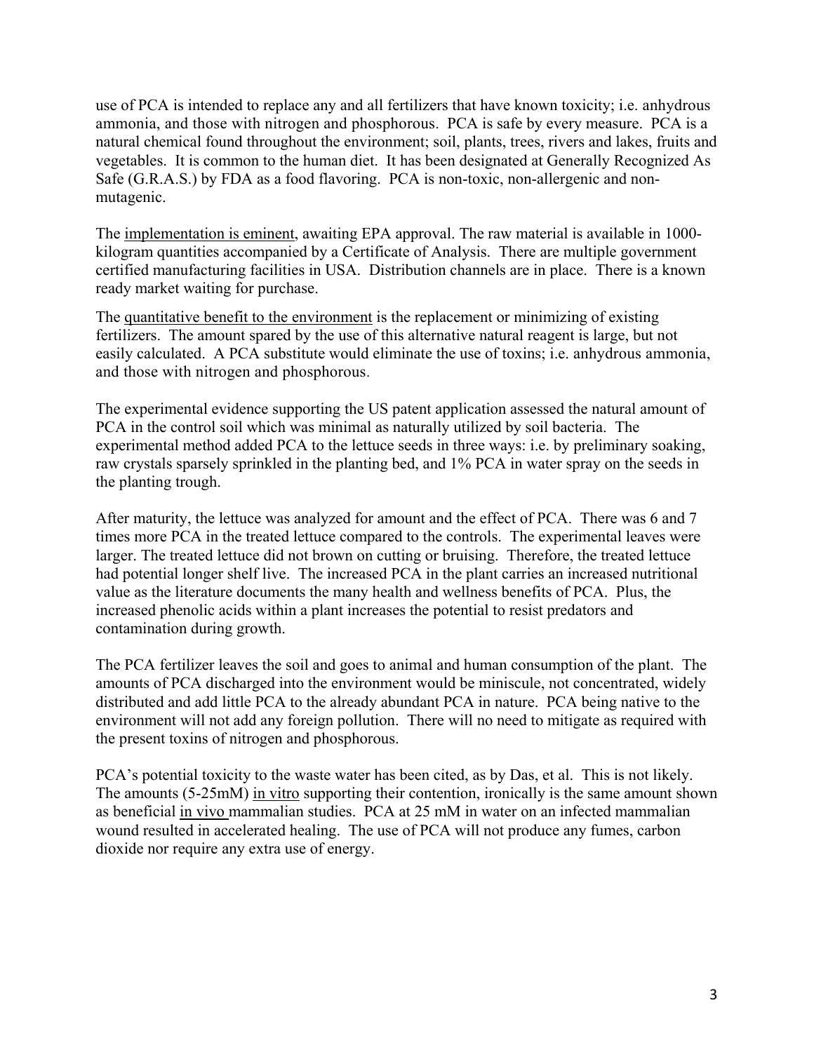use of PCA is intended to replace any and all fertilizers that have known toxicity; i.e. anhydrous ammonia, and those with nitrogen and phosphorous. PCA is safe by every measure. PCA is a natural chemical found throughout the environment; soil, plants, trees, rivers and lakes, fruits and vegetables. It is common to the human diet. It has been designated at Generally Recognized As Safe (G.R.A.S.) by FDA as a food flavoring. PCA is non-toxic, non-allergenic and non-mutagenic.

The <u>implementation is eminent</u>, awaiting EPA approval. The raw material is available in 1000-kilogram quantities accompanied by a Certificate of Analysis. There are multiple government certified manufacturing facilities in USA. Distribution channels are in place. There is a known ready market waiting for purchase.

The <u>quantitative benefit to the environment</u> is the replacement or minimizing of existing fertilizers. The amount spared by the use of this alternative natural reagent is large, but not easily calculated. A PCA substitute would eliminate the use of toxins; i.e. anhydrous ammonia, and those with nitrogen and phosphorous.

The experimental evidence supporting the US patent application assessed the natural amount of PCA in the control soil which was minimal as naturally utilized by soil bacteria. The experimental method added PCA to the lettuce seeds in three ways: i.e. by preliminary soaking, raw crystals sparsely sprinkled in the planting bed, and 1% PCA in water spray on the seeds in the planting trough.

After maturity, the lettuce was analyzed for amount and the effect of PCA. There was 6 and 7 times more PCA in the treated lettuce compared to the controls. The experimental leaves were larger. The treated lettuce did not brown on cutting or bruising. Therefore, the treated lettuce had potential longer shelf live. The increased PCA in the plant carries an increased nutritional value as the literature documents the many health and wellness benefits of PCA. Plus, the increased phenolic acids within a plant increases the potential to resist predators and contamination during growth.

The PCA fertilizer leaves the soil and goes to animal and human consumption of the plant. The amounts of PCA discharged into the environment would be miniscule, not concentrated, widely distributed and add little PCA to the already abundant PCA in nature. PCA being native to the environment will not add any foreign pollution. There will no need to mitigate as required with the present toxins of nitrogen and phosphorous.

PCA's potential toxicity to the waste water has been cited, as by Das, et al. This is not likely. The amounts (5-25mM) <u>in vitro</u> supporting their contention, ironically is the same amount shown as beneficial <u>in vivo</u> mammalian studies. PCA at 25 mM in water on an infected mammalian wound resulted in accelerated healing. The use of PCA will not produce any fumes, carbon dioxide nor require any extra use of energy.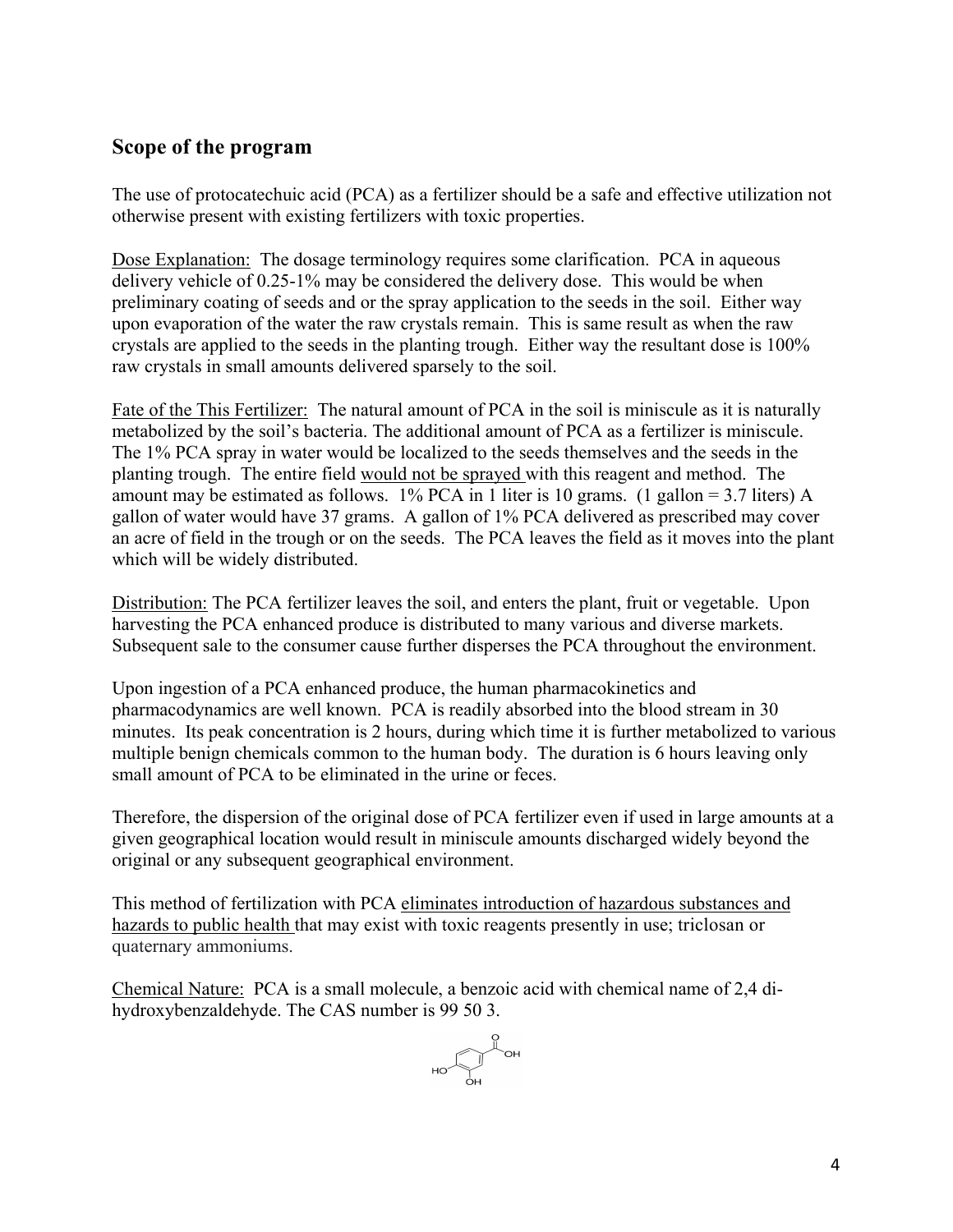## Scope of the program

The use of protocatechuic acid (PCA) as a fertilizer should be a safe and effective utilization not otherwise present with existing fertilizers with toxic properties.

<u>Dose Explanation:</u> The dosage terminology requires some clarification. PCA in aqueous delivery vehicle of 0.25-1% may be considered the delivery dose. This would be when preliminary coating of seeds and or the spray application to the seeds in the soil. Either way upon evaporation of the water the raw crystals remain. This is same result as when the raw crystals are applied to the seeds in the planting trough. Either way the resultant dose is 100% raw crystals in small amounts delivered sparsely to the soil.

<u>Fate of the This Fertilizer:</u> The natural amount of PCA in the soil is miniscule as it is naturally metabolized by the soil's bacteria. The additional amount of PCA as a fertilizer is miniscule. The 1% PCA spray in water would be localized to the seeds themselves and the seeds in the planting trough. The entire field <u>would not be sprayed</u> with this reagent and method. The amount may be estimated as follows. 1% PCA in 1 liter is 10 grams. (1 gallon = 3.7 liters) A gallon of water would have 37 grams. A gallon of 1% PCA delivered as prescribed may cover an acre of field in the trough or on the seeds. The PCA leaves the field as it moves into the plant which will be widely distributed.

<u>Distribution:</u> The PCA fertilizer leaves the soil, and enters the plant, fruit or vegetable. Upon harvesting the PCA enhanced produce is distributed to many various and diverse markets. Subsequent sale to the consumer cause further disperses the PCA throughout the environment.

Upon ingestion of a PCA enhanced produce, the human pharmacokinetics and pharmacodynamics are well known. PCA is readily absorbed into the blood stream in 30 minutes. Its peak concentration is 2 hours, during which time it is further metabolized to various multiple benign chemicals common to the human body. The duration is 6 hours leaving only small amount of PCA to be eliminated in the urine or feces.

Therefore, the dispersion of the original dose of PCA fertilizer even if used in large amounts at a given geographical location would result in miniscule amounts discharged widely beyond the original or any subsequent geographical environment.

This method of fertilization with PCA <u>eliminates introduction of hazardous substances and hazards to public health</u> that may exist with toxic reagents presently in use; triclosan or quaternary ammoniums.

<u>Chemical Nature:</u> PCA is a small molecule, a benzoic acid with chemical name of 2,4 di-hydroxybenzaldehyde. The CAS number is 99 50 3.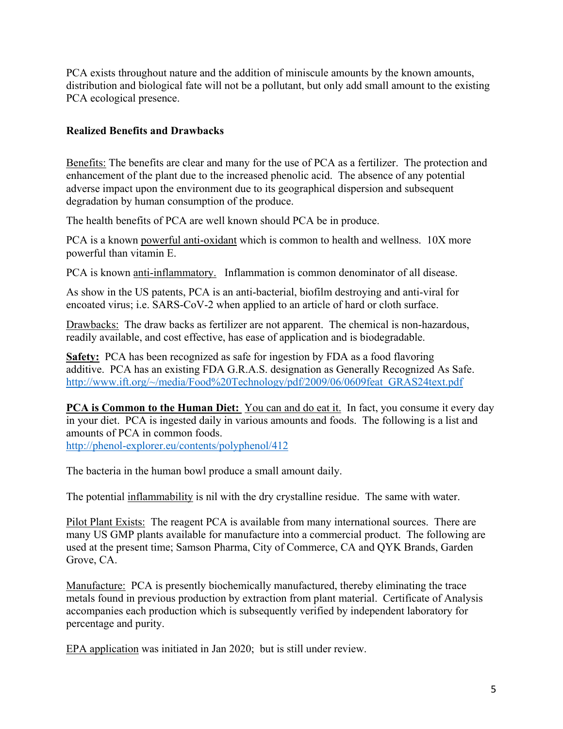PCA exists throughout nature and the addition of miniscule amounts by the known amounts, distribution and biological fate will not be a pollutant, but only add small amount to the existing PCA ecological presence.

### Realized Benefits and Drawbacks

Benefits: The benefits are clear and many for the use of PCA as a fertilizer. The protection and enhancement of the plant due to the increased phenolic acid. The absence of any potential adverse impact upon the environment due to its geographical dispersion and subsequent degradation by human consumption of the produce.

The health benefits of PCA are well known should PCA be in produce.

PCA is a known powerful anti-oxidant which is common to health and wellness. 10X more powerful than vitamin E.

PCA is known anti-inflammatory. Inflammation is common denominator of all disease.

As show in the US patents, PCA is an anti-bacterial, biofilm destroying and anti-viral for encoated virus; i.e. SARS-CoV-2 when applied to an article of hard or cloth surface.

Drawbacks: The draw backs as fertilizer are not apparent. The chemical is non-hazardous, readily available, and cost effective, has ease of application and is biodegradable.

**Safety:** PCA has been recognized as safe for ingestion by FDA as a food flavoring additive. PCA has an existing FDA G.R.A.S. designation as Generally Recognized As Safe. http://www.ift.org/~/media/Food%20Technology/pdf/2009/06/0609feat_GRAS24text.pdf

**PCA is Common to the Human Diet:** You can and do eat it. In fact, you consume it every day in your diet. PCA is ingested daily in various amounts and foods. The following is a list and amounts of PCA in common foods.
http://phenol-explorer.eu/contents/polyphenol/412

The bacteria in the human bowl produce a small amount daily.

The potential inflammability is nil with the dry crystalline residue. The same with water.

Pilot Plant Exists: The reagent PCA is available from many international sources. There are many US GMP plants available for manufacture into a commercial product. The following are used at the present time; Samson Pharma, City of Commerce, CA and QYK Brands, Garden Grove, CA.

Manufacture: PCA is presently biochemically manufactured, thereby eliminating the trace metals found in previous production by extraction from plant material. Certificate of Analysis accompanies each production which is subsequently verified by independent laboratory for percentage and purity.

EPA application was initiated in Jan 2020; but is still under review.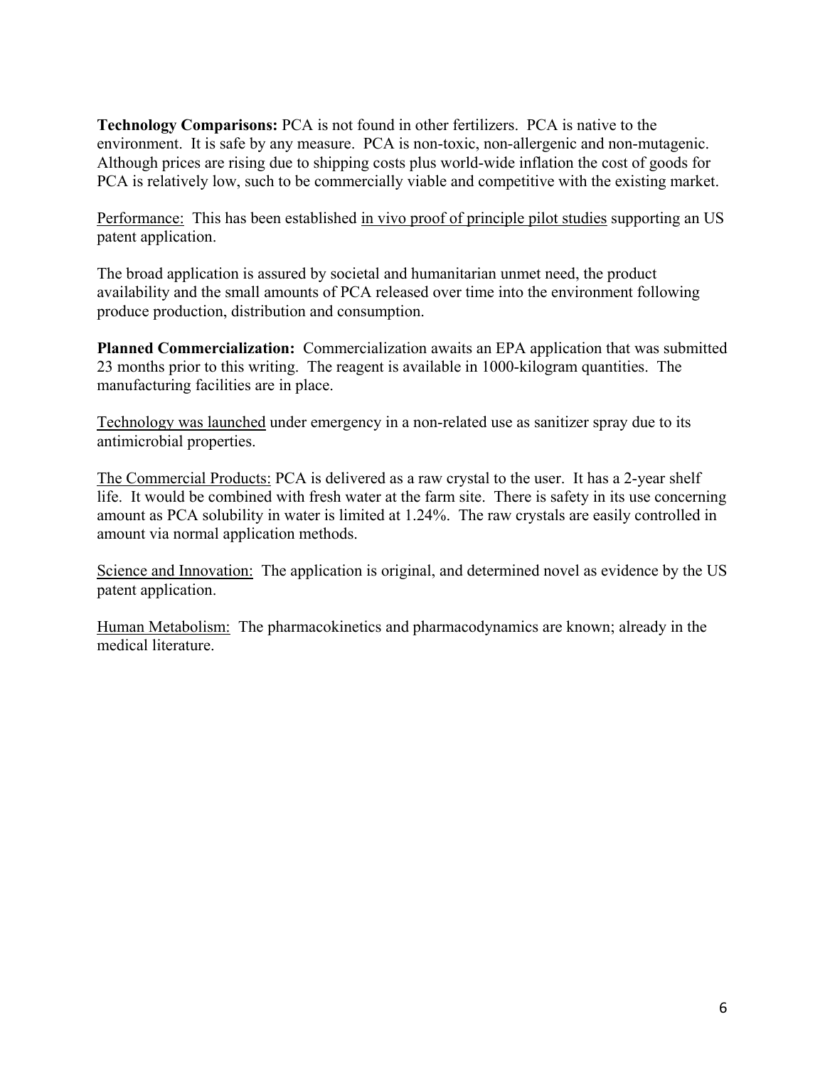**Technology Comparisons:** PCA is not found in other fertilizers. PCA is native to the environment. It is safe by any measure. PCA is non-toxic, non-allergenic and non-mutagenic. Although prices are rising due to shipping costs plus world-wide inflation the cost of goods for PCA is relatively low, such to be commercially viable and competitive with the existing market.

<u>Performance:</u> This has been established <u>in vivo proof of principle pilot studies</u> supporting an US patent application.

The broad application is assured by societal and humanitarian unmet need, the product availability and the small amounts of PCA released over time into the environment following produce production, distribution and consumption.

**Planned Commercialization:** Commercialization awaits an EPA application that was submitted 23 months prior to this writing. The reagent is available in 1000-kilogram quantities. The manufacturing facilities are in place.

<u>Technology was launched</u> under emergency in a non-related use as sanitizer spray due to its antimicrobial properties.

<u>The Commercial Products:</u> PCA is delivered as a raw crystal to the user. It has a 2-year shelf life. It would be combined with fresh water at the farm site. There is safety in its use concerning amount as PCA solubility in water is limited at 1.24%. The raw crystals are easily controlled in amount via normal application methods.

<u>Science and Innovation:</u> The application is original, and determined novel as evidence by the US patent application.

<u>Human Metabolism:</u> The pharmacokinetics and pharmacodynamics are known; already in the medical literature.